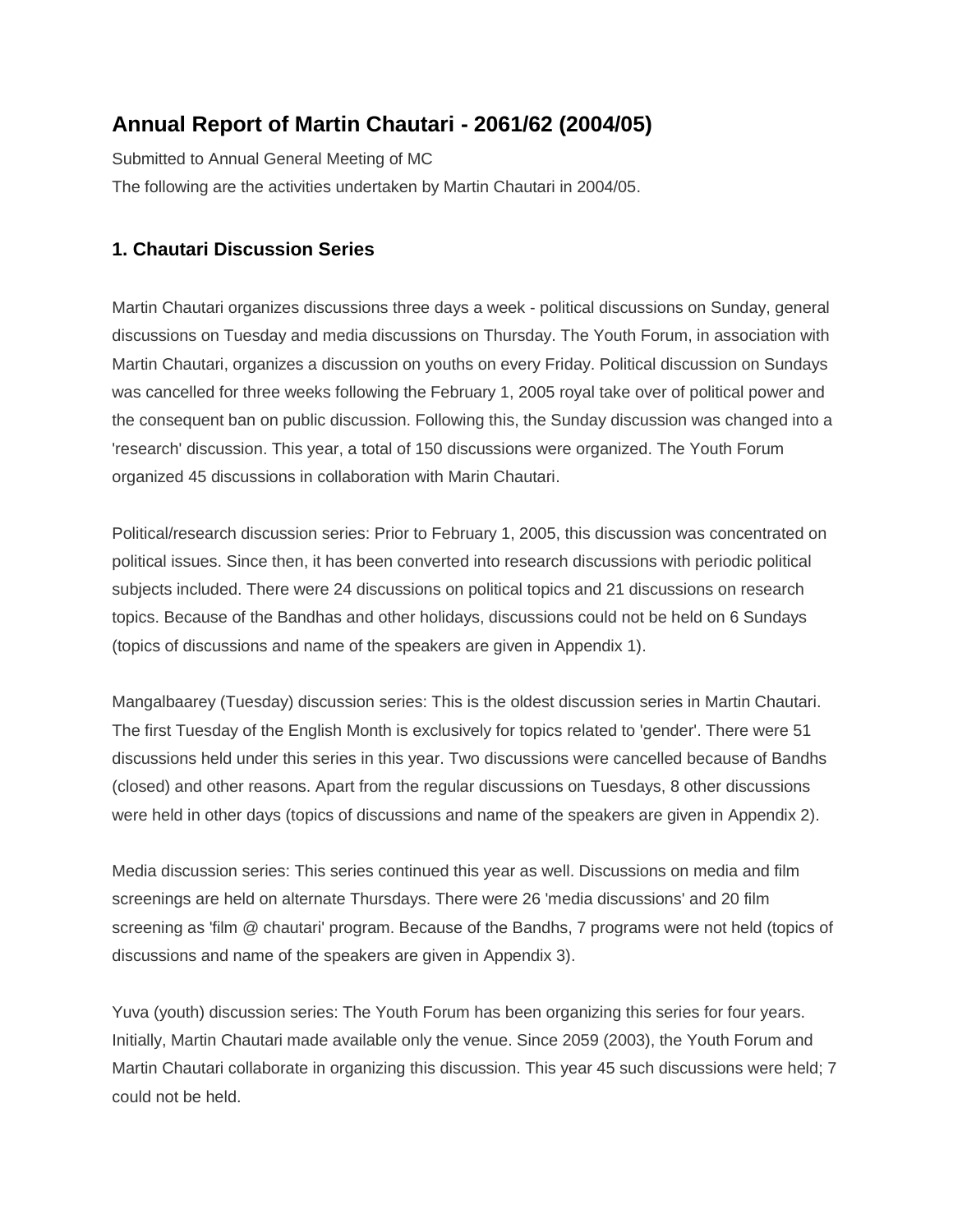# Annual Report of Martin Chautari - 2061/62 (2004/05)

Submitted to Annual General Meeting of MC

The following are the activities undertaken by Martin Chautari in 2004/05.

## 1. Chautari Discussion Series

Martin Chautari organizes discussions three days a week - political discussions on Sunday, general discussions on Tuesday and media discussions on Thursday. The Youth Forum, in association with Martin Chautari, organizes a discussion on youths on every Friday. Political discussion on Sundays was cancelled for three weeks following the February 1, 2005 royal take over of political power and the consequent ban on public discussion. Following this, the Sunday discussion was changed into a 'research' discussion. This year, a total of 150 discussions were organized. The Youth Forum organized 45 discussions in collaboration with Marin Chautari.

Political/research discussion series: Prior to February 1, 2005, this discussion was concentrated on political issues. Since then, it has been converted into research discussions with periodic political subjects included. There were 24 discussions on political topics and 21 discussions on research topics. Because of the Bandhas and other holidays, discussions could not be held on 6 Sundays (topics of discussions and name of the speakers are given in Appendix 1).

Mangalbaarey (Tuesday) discussion series: This is the oldest discussion series in Martin Chautari. The first Tuesday of the English Month is exclusively for topics related to 'gender'. There were 51 discussions held under this series in this year. Two discussions were cancelled because of Bandhs (closed) and other reasons. Apart from the regular discussions on Tuesdays, 8 other discussions were held in other days (topics of discussions and name of the speakers are given in Appendix 2).

Media discussion series: This series continued this year as well. Discussions on media and film screenings are held on alternate Thursdays. There were 26 'media discussions' and 20 film screening as 'film @ chautari' program. Because of the Bandhs, 7 programs were not held (topics of discussions and name of the speakers are given in Appendix 3).

Yuva (youth) discussion series: The Youth Forum has been organizing this series for four years. Initially, Martin Chautari made available only the venue. Since 2059 (2003), the Youth Forum and Martin Chautari collaborate in organizing this discussion. This year 45 such discussions were held; 7 could not be held.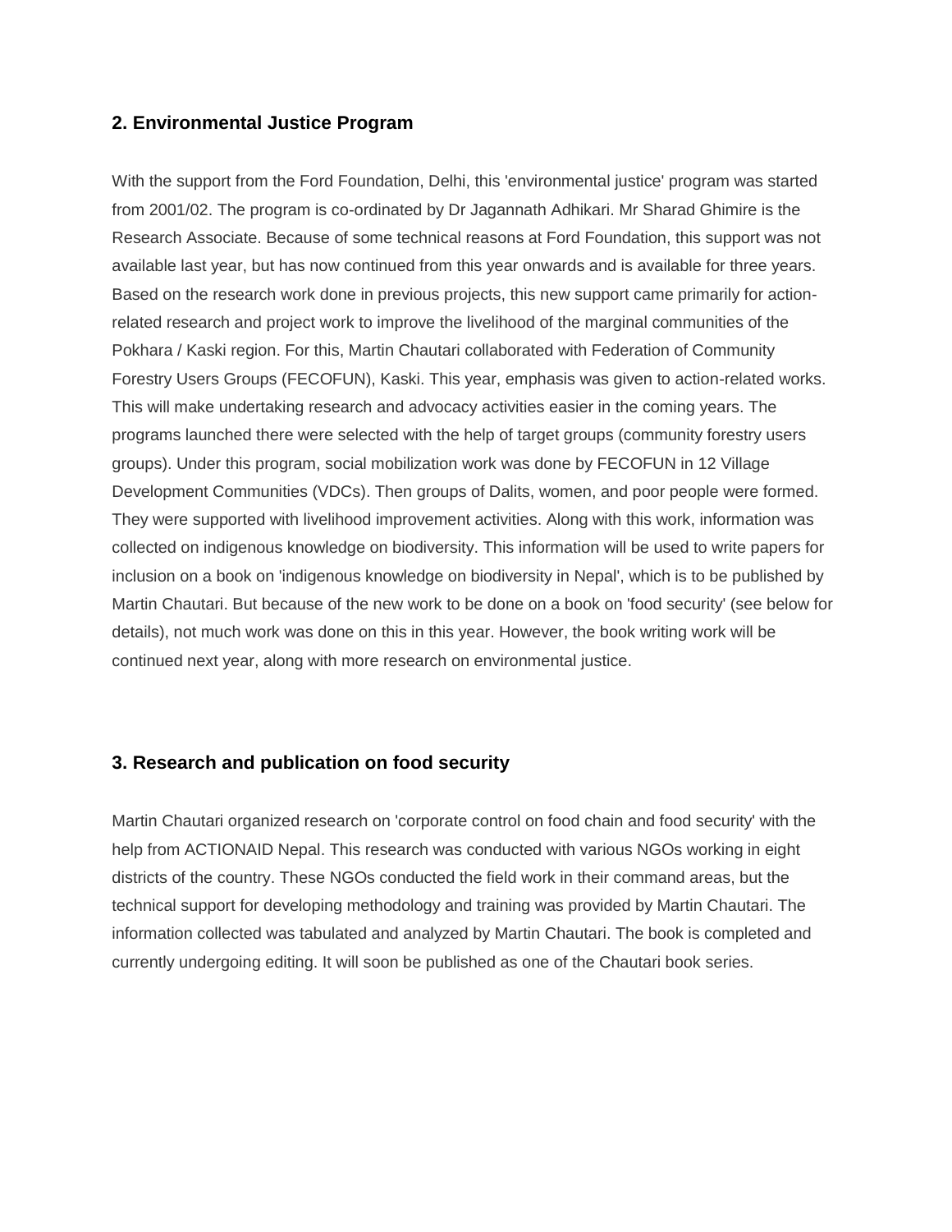## 2. Environmental Justice Program

With the support from the Ford Foundation, Delhi, this 'environmental justice' program was started from 2001/02. The program is co-ordinated by Dr Jagannath Adhikari. Mr Sharad Ghimire is the Research Associate. Because of some technical reasons at Ford Foundation, this support was not available last year, but has now continued from this year onwards and is available for three years. Based on the research work done in previous projects, this new support came primarily for action-related research and project work to improve the livelihood of the marginal communities of the Pokhara / Kaski region. For this, Martin Chautari collaborated with Federation of Community Forestry Users Groups (FECOFUN), Kaski. This year, emphasis was given to action-related works. This will make undertaking research and advocacy activities easier in the coming years. The programs launched there were selected with the help of target groups (community forestry users groups). Under this program, social mobilization work was done by FECOFUN in 12 Village Development Communities (VDCs). Then groups of Dalits, women, and poor people were formed. They were supported with livelihood improvement activities. Along with this work, information was collected on indigenous knowledge on biodiversity. This information will be used to write papers for inclusion on a book on 'indigenous knowledge on biodiversity in Nepal', which is to be published by Martin Chautari. But because of the new work to be done on a book on 'food security' (see below for details), not much work was done on this in this year. However, the book writing work will be continued next year, along with more research on environmental justice.

## 3. Research and publication on food security

Martin Chautari organized research on 'corporate control on food chain and food security' with the help from ACTIONAID Nepal. This research was conducted with various NGOs working in eight districts of the country. These NGOs conducted the field work in their command areas, but the technical support for developing methodology and training was provided by Martin Chautari. The information collected was tabulated and analyzed by Martin Chautari. The book is completed and currently undergoing editing. It will soon be published as one of the Chautari book series.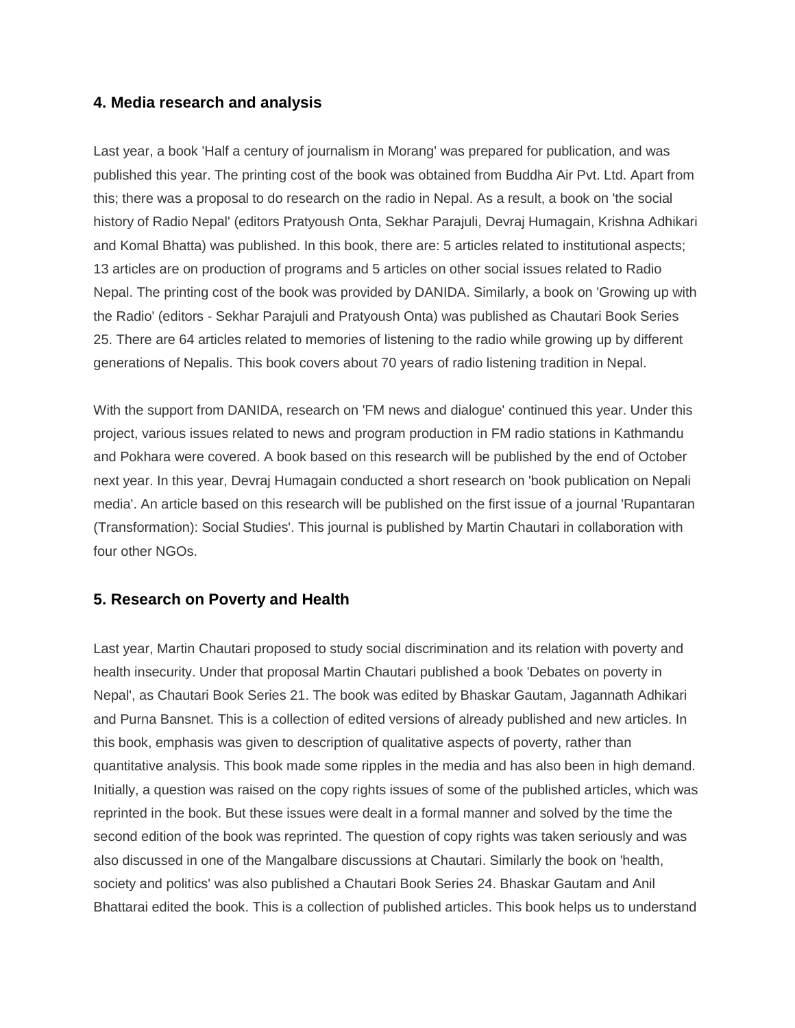### 4. Media research and analysis

Last year, a book 'Half a century of journalism in Morang' was prepared for publication, and was published this year. The printing cost of the book was obtained from Buddha Air Pvt. Ltd. Apart from this; there was a proposal to do research on the radio in Nepal. As a result, a book on 'the social history of Radio Nepal' (editors Pratyoush Onta, Sekhar Parajuli, Devraj Humagain, Krishna Adhikari and Komal Bhatta) was published. In this book, there are: 5 articles related to institutional aspects; 13 articles are on production of programs and 5 articles on other social issues related to Radio Nepal. The printing cost of the book was provided by DANIDA. Similarly, a book on 'Growing up with the Radio' (editors - Sekhar Parajuli and Pratyoush Onta) was published as Chautari Book Series 25. There are 64 articles related to memories of listening to the radio while growing up by different generations of Nepalis. This book covers about 70 years of radio listening tradition in Nepal.

With the support from DANIDA, research on 'FM news and dialogue' continued this year. Under this project, various issues related to news and program production in FM radio stations in Kathmandu and Pokhara were covered. A book based on this research will be published by the end of October next year. In this year, Devraj Humagain conducted a short research on 'book publication on Nepali media'. An article based on this research will be published on the first issue of a journal 'Rupantaran (Transformation): Social Studies'. This journal is published by Martin Chautari in collaboration with four other NGOs.

### 5. Research on Poverty and Health

Last year, Martin Chautari proposed to study social discrimination and its relation with poverty and health insecurity. Under that proposal Martin Chautari published a book 'Debates on poverty in Nepal', as Chautari Book Series 21. The book was edited by Bhaskar Gautam, Jagannath Adhikari and Purna Bansnet. This is a collection of edited versions of already published and new articles. In this book, emphasis was given to description of qualitative aspects of poverty, rather than quantitative analysis. This book made some ripples in the media and has also been in high demand. Initially, a question was raised on the copy rights issues of some of the published articles, which was reprinted in the book. But these issues were dealt in a formal manner and solved by the time the second edition of the book was reprinted. The question of copy rights was taken seriously and was also discussed in one of the Mangalbare discussions at Chautari. Similarly the book on 'health, society and politics' was also published a Chautari Book Series 24. Bhaskar Gautam and Anil Bhattarai edited the book. This is a collection of published articles. This book helps us to understand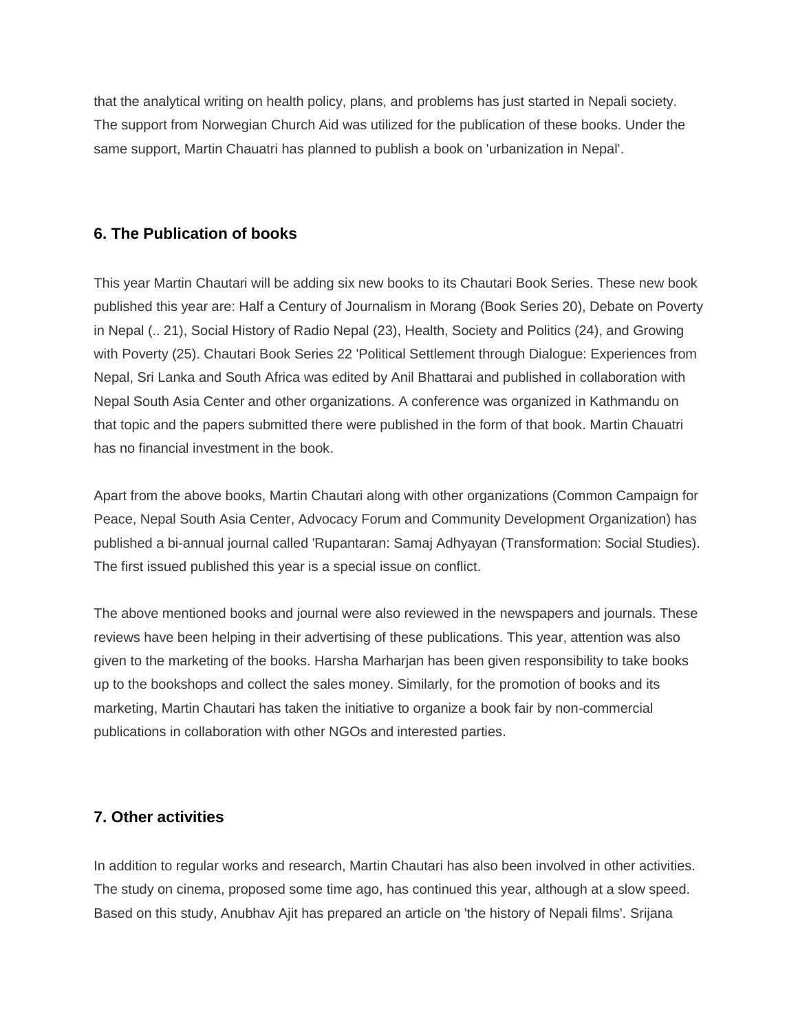that the analytical writing on health policy, plans, and problems has just started in Nepali society. The support from Norwegian Church Aid was utilized for the publication of these books. Under the same support, Martin Chauatri has planned to publish a book on 'urbanization in Nepal'.

### 6. The Publication of books

This year Martin Chautari will be adding six new books to its Chautari Book Series. These new book published this year are: Half a Century of Journalism in Morang (Book Series 20), Debate on Poverty in Nepal (.. 21), Social History of Radio Nepal (23), Health, Society and Politics (24), and Growing with Poverty (25). Chautari Book Series 22 'Political Settlement through Dialogue: Experiences from Nepal, Sri Lanka and South Africa was edited by Anil Bhattarai and published in collaboration with Nepal South Asia Center and other organizations. A conference was organized in Kathmandu on that topic and the papers submitted there were published in the form of that book. Martin Chauatri has no financial investment in the book.

Apart from the above books, Martin Chautari along with other organizations (Common Campaign for Peace, Nepal South Asia Center, Advocacy Forum and Community Development Organization) has published a bi-annual journal called 'Rupantaran: Samaj Adhyayan (Transformation: Social Studies). The first issued published this year is a special issue on conflict.

The above mentioned books and journal were also reviewed in the newspapers and journals. These reviews have been helping in their advertising of these publications. This year, attention was also given to the marketing of the books. Harsha Marharjan has been given responsibility to take books up to the bookshops and collect the sales money. Similarly, for the promotion of books and its marketing, Martin Chautari has taken the initiative to organize a book fair by non-commercial publications in collaboration with other NGOs and interested parties.

### 7. Other activities

In addition to regular works and research, Martin Chautari has also been involved in other activities. The study on cinema, proposed some time ago, has continued this year, although at a slow speed. Based on this study, Anubhav Ajit has prepared an article on 'the history of Nepali films'. Srijana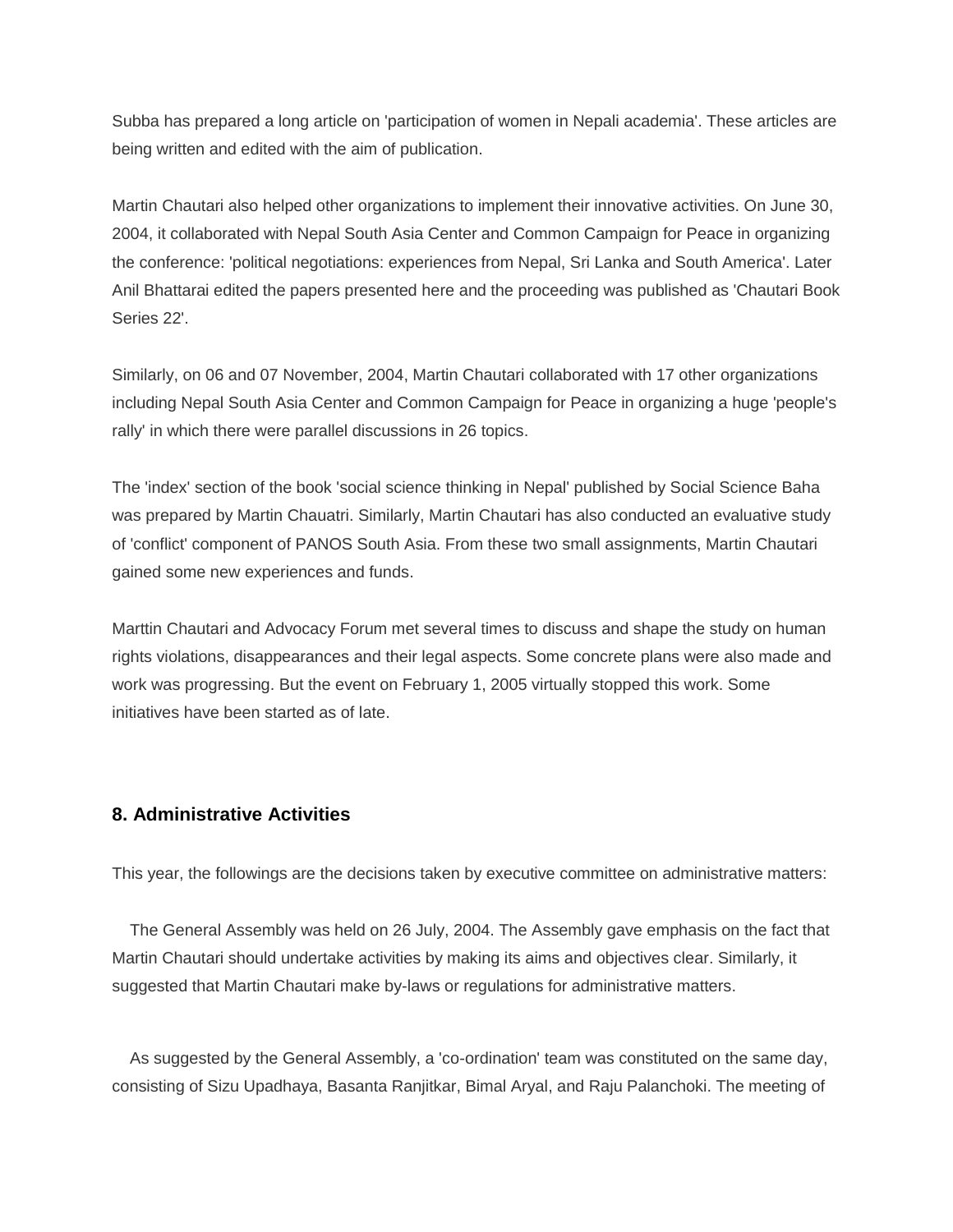Subba has prepared a long article on 'participation of women in Nepali academia'. These articles are being written and edited with the aim of publication.

Martin Chautari also helped other organizations to implement their innovative activities. On June 30, 2004, it collaborated with Nepal South Asia Center and Common Campaign for Peace in organizing the conference: 'political negotiations: experiences from Nepal, Sri Lanka and South America'. Later Anil Bhattarai edited the papers presented here and the proceeding was published as 'Chautari Book Series 22'.

Similarly, on 06 and 07 November, 2004, Martin Chautari collaborated with 17 other organizations including Nepal South Asia Center and Common Campaign for Peace in organizing a huge 'people's rally' in which there were parallel discussions in 26 topics.

The 'index' section of the book 'social science thinking in Nepal' published by Social Science Baha was prepared by Martin Chauatri. Similarly, Martin Chautari has also conducted an evaluative study of 'conflict' component of PANOS South Asia. From these two small assignments, Martin Chautari gained some new experiences and funds.

Marttin Chautari and Advocacy Forum met several times to discuss and shape the study on human rights violations, disappearances and their legal aspects. Some concrete plans were also made and work was progressing. But the event on February 1, 2005 virtually stopped this work. Some initiatives have been started as of late.

## 8. Administrative Activities

This year, the followings are the decisions taken by executive committee on administrative matters:

The General Assembly was held on 26 July, 2004. The Assembly gave emphasis on the fact that Martin Chautari should undertake activities by making its aims and objectives clear. Similarly, it suggested that Martin Chautari make by-laws or regulations for administrative matters.

As suggested by the General Assembly, a 'co-ordination' team was constituted on the same day, consisting of Sizu Upadhaya, Basanta Ranjitkar, Bimal Aryal, and Raju Palanchoki. The meeting of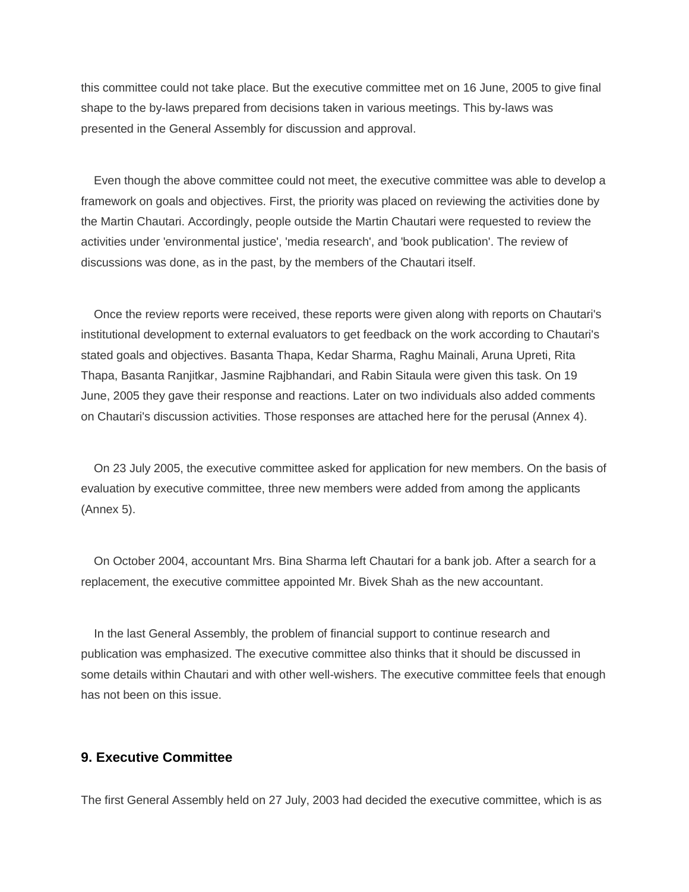this committee could not take place. But the executive committee met on 16 June, 2005 to give final shape to the by-laws prepared from decisions taken in various meetings. This by-laws was presented in the General Assembly for discussion and approval.

Even though the above committee could not meet, the executive committee was able to develop a framework on goals and objectives. First, the priority was placed on reviewing the activities done by the Martin Chautari. Accordingly, people outside the Martin Chautari were requested to review the activities under 'environmental justice', 'media research', and 'book publication'. The review of discussions was done, as in the past, by the members of the Chautari itself.

Once the review reports were received, these reports were given along with reports on Chautari's institutional development to external evaluators to get feedback on the work according to Chautari's stated goals and objectives. Basanta Thapa, Kedar Sharma, Raghu Mainali, Aruna Upreti, Rita Thapa, Basanta Ranjitkar, Jasmine Rajbhandari, and Rabin Sitaula were given this task. On 19 June, 2005 they gave their response and reactions. Later on two individuals also added comments on Chautari's discussion activities. Those responses are attached here for the perusal (Annex 4).

On 23 July 2005, the executive committee asked for application for new members. On the basis of evaluation by executive committee, three new members were added from among the applicants (Annex 5).

On October 2004, accountant Mrs. Bina Sharma left Chautari for a bank job. After a search for a replacement, the executive committee appointed Mr. Bivek Shah as the new accountant.

In the last General Assembly, the problem of financial support to continue research and publication was emphasized. The executive committee also thinks that it should be discussed in some details within Chautari and with other well-wishers. The executive committee feels that enough has not been on this issue.

### 9. Executive Committee

The first General Assembly held on 27 July, 2003 had decided the executive committee, which is as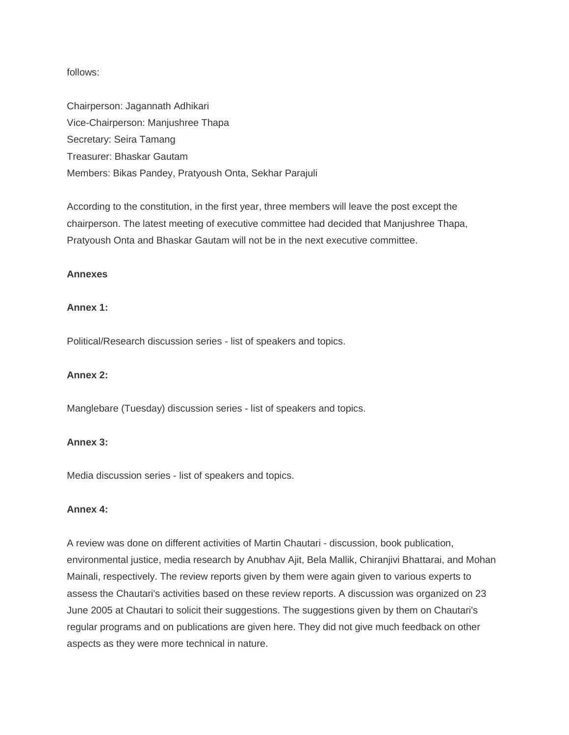follows:

Chairperson: Jagannath Adhikari  
Vice-Chairperson: Manjushree Thapa  
Secretary: Seira Tamang  
Treasurer: Bhaskar Gautam  
Members: Bikas Pandey, Pratyoush Onta, Sekhar Parajuli

According to the constitution, in the first year, three members will leave the post except the chairperson. The latest meeting of executive committee had decided that Manjushree Thapa, Pratyoush Onta and Bhaskar Gautam will not be in the next executive committee.

**Annexes**

**Annex 1:**

Political/Research discussion series - list of speakers and topics.

**Annex 2:**

Manglebare (Tuesday) discussion series - list of speakers and topics.

**Annex 3:**

Media discussion series - list of speakers and topics.

**Annex 4:**

A review was done on different activities of Martin Chautari - discussion, book publication, environmental justice, media research by Anubhav Ajit, Bela Mallik, Chiranjivi Bhattarai, and Mohan Mainali, respectively. The review reports given by them were again given to various experts to assess the Chautari's activities based on these review reports. A discussion was organized on 23 June 2005 at Chautari to solicit their suggestions. The suggestions given by them on Chautari's regular programs and on publications are given here. They did not give much feedback on other aspects as they were more technical in nature.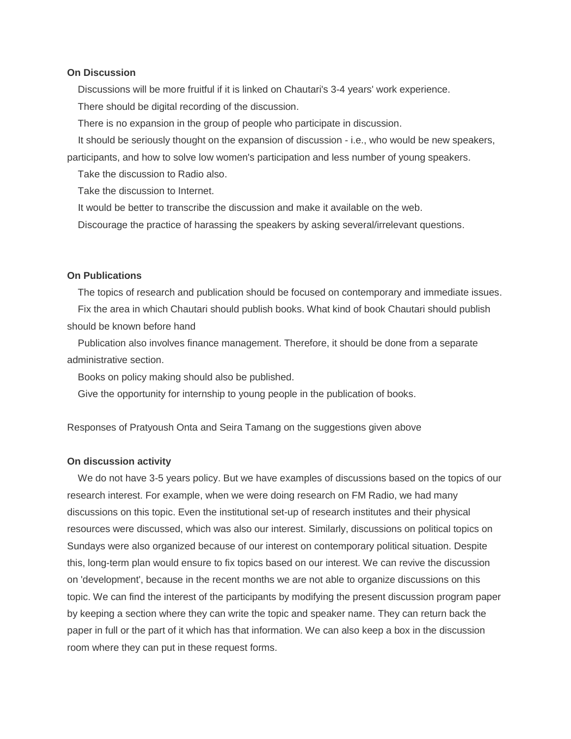**On Discussion**

Discussions will be more fruitful if it is linked on Chautari's 3-4 years' work experience.

There should be digital recording of the discussion.

There is no expansion in the group of people who participate in discussion.

It should be seriously thought on the expansion of discussion - i.e., who would be new speakers, participants, and how to solve low women's participation and less number of young speakers.

Take the discussion to Radio also.

Take the discussion to Internet.

It would be better to transcribe the discussion and make it available on the web.

Discourage the practice of harassing the speakers by asking several/irrelevant questions.

**On Publications**

The topics of research and publication should be focused on contemporary and immediate issues.

Fix the area in which Chautari should publish books. What kind of book Chautari should publish should be known before hand

Publication also involves finance management. Therefore, it should be done from a separate administrative section.

Books on policy making should also be published.

Give the opportunity for internship to young people in the publication of books.

Responses of Pratyoush Onta and Seira Tamang on the suggestions given above

**On discussion activity**

We do not have 3-5 years policy. But we have examples of discussions based on the topics of our research interest. For example, when we were doing research on FM Radio, we had many discussions on this topic. Even the institutional set-up of research institutes and their physical resources were discussed, which was also our interest. Similarly, discussions on political topics on Sundays were also organized because of our interest on contemporary political situation. Despite this, long-term plan would ensure to fix topics based on our interest. We can revive the discussion on 'development', because in the recent months we are not able to organize discussions on this topic. We can find the interest of the participants by modifying the present discussion program paper by keeping a section where they can write the topic and speaker name. They can return back the paper in full or the part of it which has that information. We can also keep a box in the discussion room where they can put in these request forms.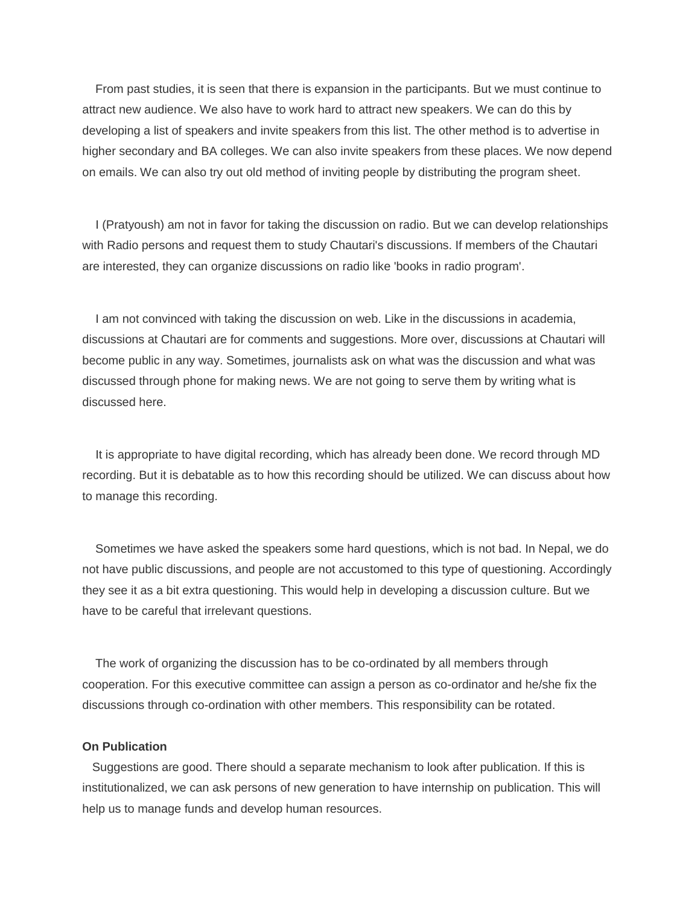From past studies, it is seen that there is expansion in the participants. But we must continue to attract new audience. We also have to work hard to attract new speakers. We can do this by developing a list of speakers and invite speakers from this list. The other method is to advertise in higher secondary and BA colleges. We can also invite speakers from these places. We now depend on emails. We can also try out old method of inviting people by distributing the program sheet.

I (Pratyoush) am not in favor for taking the discussion on radio. But we can develop relationships with Radio persons and request them to study Chautari's discussions. If members of the Chautari are interested, they can organize discussions on radio like 'books in radio program'.

I am not convinced with taking the discussion on web. Like in the discussions in academia, discussions at Chautari are for comments and suggestions. More over, discussions at Chautari will become public in any way. Sometimes, journalists ask on what was the discussion and what was discussed through phone for making news. We are not going to serve them by writing what is discussed here.

It is appropriate to have digital recording, which has already been done. We record through MD recording. But it is debatable as to how this recording should be utilized. We can discuss about how to manage this recording.

Sometimes we have asked the speakers some hard questions, which is not bad. In Nepal, we do not have public discussions, and people are not accustomed to this type of questioning. Accordingly they see it as a bit extra questioning. This would help in developing a discussion culture. But we have to be careful that irrelevant questions.

The work of organizing the discussion has to be co-ordinated by all members through cooperation. For this executive committee can assign a person as co-ordinator and he/she fix the discussions through co-ordination with other members. This responsibility can be rotated.

**On Publication**

Suggestions are good. There should a separate mechanism to look after publication. If this is institutionalized, we can ask persons of new generation to have internship on publication. This will help us to manage funds and develop human resources.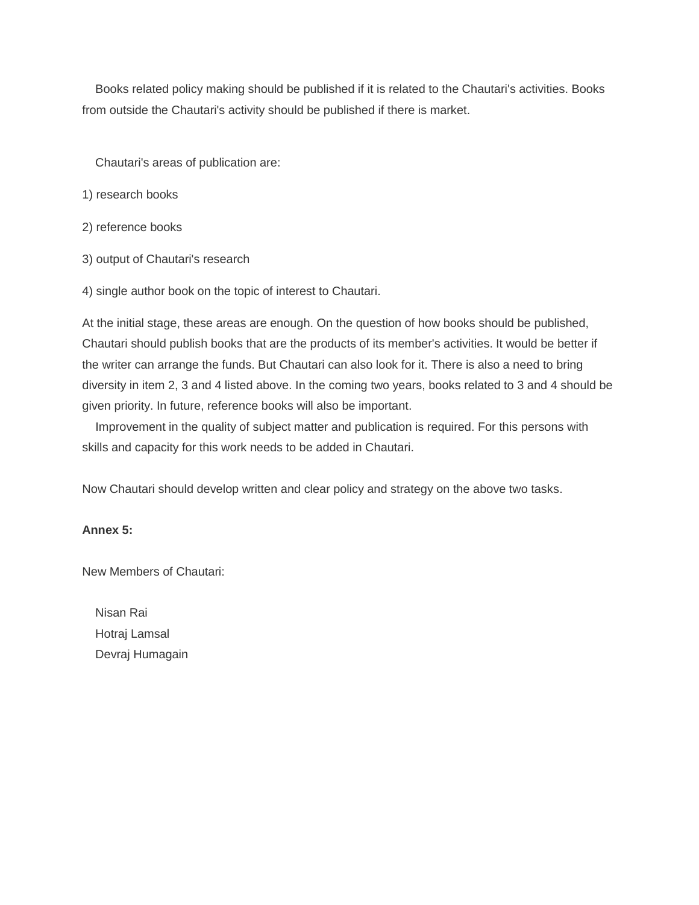Books related policy making should be published if it is related to the Chautari's activities. Books from outside the Chautari's activity should be published if there is market.

Chautari's areas of publication are:

1) research books

2) reference books

3) output of Chautari's research

4) single author book on the topic of interest to Chautari.

At the initial stage, these areas are enough. On the question of how books should be published, Chautari should publish books that are the products of its member's activities. It would be better if the writer can arrange the funds. But Chautari can also look for it. There is also a need to bring diversity in item 2, 3 and 4 listed above. In the coming two years, books related to 3 and 4 should be given priority. In future, reference books will also be important.

Improvement in the quality of subject matter and publication is required. For this persons with skills and capacity for this work needs to be added in Chautari.

Now Chautari should develop written and clear policy and strategy on the above two tasks.

**Annex 5:**

New Members of Chautari:

Nisan Rai
Hotraj Lamsal
Devraj Humagain